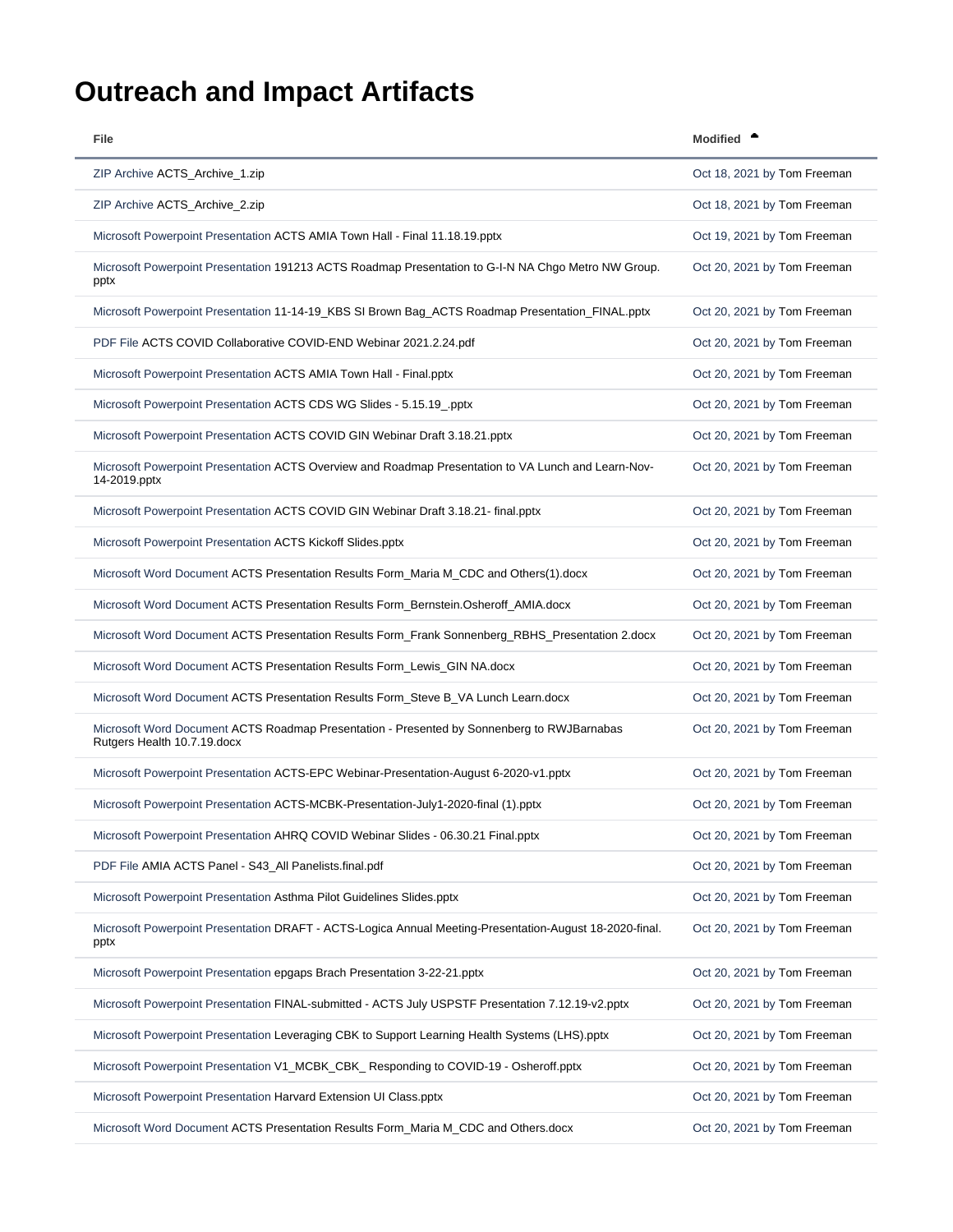# Outreach and Impact Artifacts

| File | Modified |
|---|---|
| ZIP Archive ACTS_Archive_1.zip | Oct 18, 2021 by Tom Freeman |
| ZIP Archive ACTS_Archive_2.zip | Oct 18, 2021 by Tom Freeman |
| Microsoft Powerpoint Presentation ACTS AMIA Town Hall - Final 11.18.19.pptx | Oct 19, 2021 by Tom Freeman |
| Microsoft Powerpoint Presentation 191213 ACTS Roadmap Presentation to G-I-N NA Chgo Metro NW Group.pptx | Oct 20, 2021 by Tom Freeman |
| Microsoft Powerpoint Presentation 11-14-19_KBS SI Brown Bag_ACTS Roadmap Presentation_FINAL.pptx | Oct 20, 2021 by Tom Freeman |
| PDF File ACTS COVID Collaborative COVID-END Webinar 2021.2.24.pdf | Oct 20, 2021 by Tom Freeman |
| Microsoft Powerpoint Presentation ACTS AMIA Town Hall - Final.pptx | Oct 20, 2021 by Tom Freeman |
| Microsoft Powerpoint Presentation ACTS CDS WG Slides - 5.15.19_.pptx | Oct 20, 2021 by Tom Freeman |
| Microsoft Powerpoint Presentation ACTS COVID GIN Webinar Draft 3.18.21.pptx | Oct 20, 2021 by Tom Freeman |
| Microsoft Powerpoint Presentation ACTS Overview and Roadmap Presentation to VA Lunch and Learn-Nov-14-2019.pptx | Oct 20, 2021 by Tom Freeman |
| Microsoft Powerpoint Presentation ACTS COVID GIN Webinar Draft 3.18.21- final.pptx | Oct 20, 2021 by Tom Freeman |
| Microsoft Powerpoint Presentation ACTS Kickoff Slides.pptx | Oct 20, 2021 by Tom Freeman |
| Microsoft Word Document ACTS Presentation Results Form_Maria M_CDC and Others(1).docx | Oct 20, 2021 by Tom Freeman |
| Microsoft Word Document ACTS Presentation Results Form_Bernstein.Osheroff_AMIA.docx | Oct 20, 2021 by Tom Freeman |
| Microsoft Word Document ACTS Presentation Results Form_Frank Sonnenberg_RBHS_Presentation 2.docx | Oct 20, 2021 by Tom Freeman |
| Microsoft Word Document ACTS Presentation Results Form_Lewis_GIN NA.docx | Oct 20, 2021 by Tom Freeman |
| Microsoft Word Document ACTS Presentation Results Form_Steve B_VA Lunch Learn.docx | Oct 20, 2021 by Tom Freeman |
| Microsoft Word Document ACTS Roadmap Presentation - Presented by Sonnenberg to RWJBarnabas Rutgers Health 10.7.19.docx | Oct 20, 2021 by Tom Freeman |
| Microsoft Powerpoint Presentation ACTS-EPC Webinar-Presentation-August 6-2020-v1.pptx | Oct 20, 2021 by Tom Freeman |
| Microsoft Powerpoint Presentation ACTS-MCBK-Presentation-July1-2020-final (1).pptx | Oct 20, 2021 by Tom Freeman |
| Microsoft Powerpoint Presentation AHRQ COVID Webinar Slides - 06.30.21 Final.pptx | Oct 20, 2021 by Tom Freeman |
| PDF File AMIA ACTS Panel - S43_All Panelists.final.pdf | Oct 20, 2021 by Tom Freeman |
| Microsoft Powerpoint Presentation Asthma Pilot Guidelines Slides.pptx | Oct 20, 2021 by Tom Freeman |
| Microsoft Powerpoint Presentation DRAFT - ACTS-Logica Annual Meeting-Presentation-August 18-2020-final.pptx | Oct 20, 2021 by Tom Freeman |
| Microsoft Powerpoint Presentation epgaps Brach Presentation 3-22-21.pptx | Oct 20, 2021 by Tom Freeman |
| Microsoft Powerpoint Presentation FINAL-submitted - ACTS July USPSTF Presentation 7.12.19-v2.pptx | Oct 20, 2021 by Tom Freeman |
| Microsoft Powerpoint Presentation Leveraging CBK to Support Learning Health Systems (LHS).pptx | Oct 20, 2021 by Tom Freeman |
| Microsoft Powerpoint Presentation V1_MCBK_CBK_ Responding to COVID-19 - Osheroff.pptx | Oct 20, 2021 by Tom Freeman |
| Microsoft Powerpoint Presentation Harvard Extension UI Class.pptx | Oct 20, 2021 by Tom Freeman |
| Microsoft Word Document ACTS Presentation Results Form_Maria M_CDC and Others.docx | Oct 20, 2021 by Tom Freeman |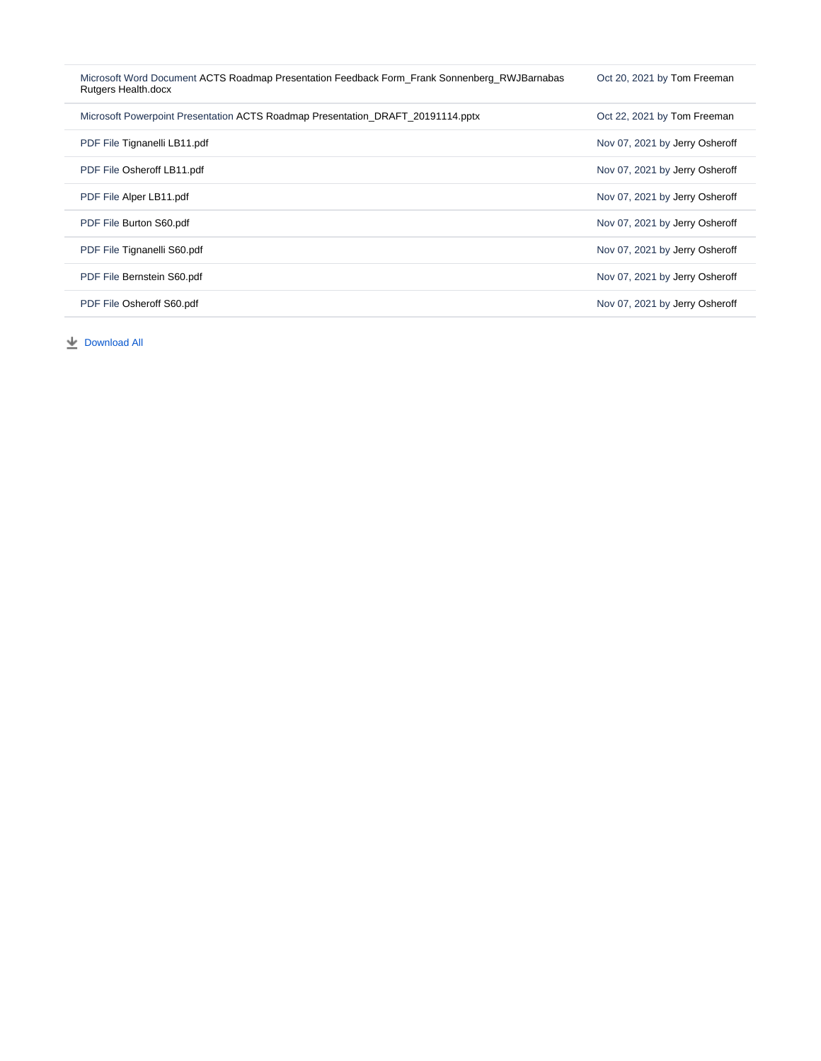| | |
|---|---|
| Microsoft Word Document ACTS Roadmap Presentation Feedback Form_Frank Sonnenberg_RWJBarnabas Rutgers Health.docx | Oct 20, 2021 by Tom Freeman |
| Microsoft Powerpoint Presentation ACTS Roadmap Presentation_DRAFT_20191114.pptx | Oct 22, 2021 by Tom Freeman |
| PDF File Tignanelli LB11.pdf | Nov 07, 2021 by Jerry Osheroff |
| PDF File Osheroff LB11.pdf | Nov 07, 2021 by Jerry Osheroff |
| PDF File Alper LB11.pdf | Nov 07, 2021 by Jerry Osheroff |
| PDF File Burton S60.pdf | Nov 07, 2021 by Jerry Osheroff |
| PDF File Tignanelli S60.pdf | Nov 07, 2021 by Jerry Osheroff |
| PDF File Bernstein S60.pdf | Nov 07, 2021 by Jerry Osheroff |
| PDF File Osheroff S60.pdf | Nov 07, 2021 by Jerry Osheroff |

Download All